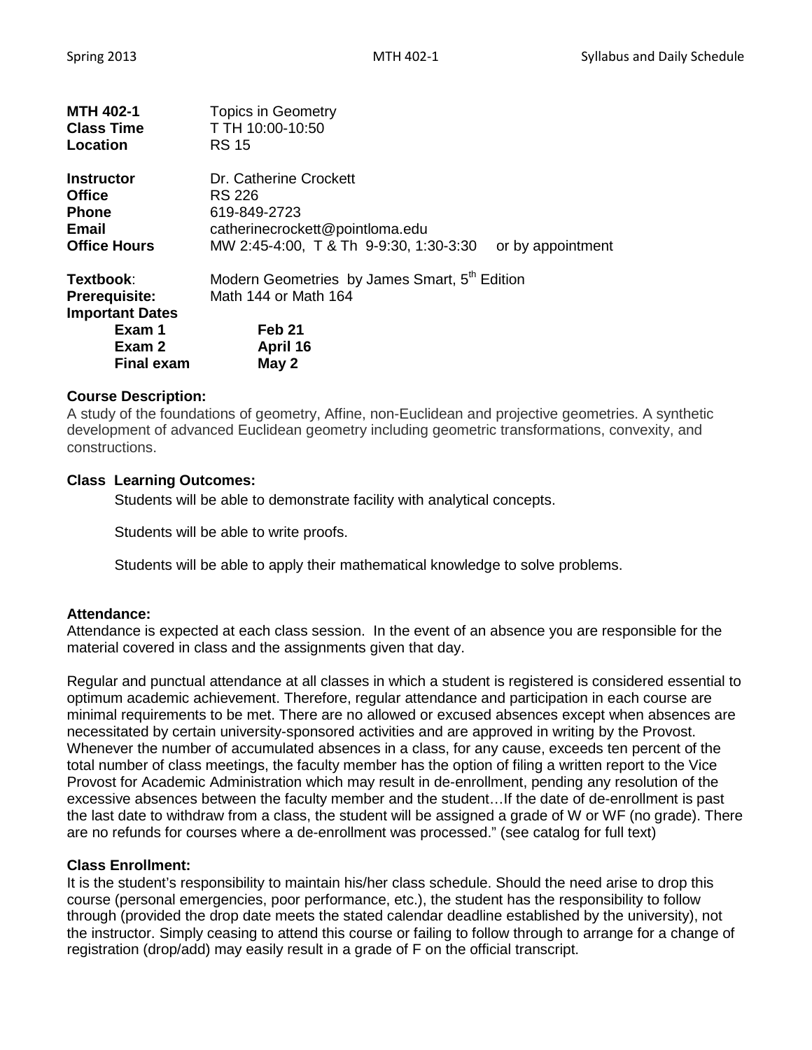| | |
|---|---|
| **MTH 402-1** | Topics in Geometry |
| **Class Time** | T TH 10:00-10:50 |
| **Location** | RS 15 |
| | |
| **Instructor** | Dr. Catherine Crockett |
| **Office** | RS 226 |
| **Phone** | 619-849-2723 |
| **Email** | catherinecrockett@pointloma.edu |
| **Office Hours** | MW 2:45-4:00, T & Th 9-9:30, 1:30-3:30 or by appointment |
| | |
| **Textbook**: | Modern Geometries by James Smart, 5th Edition |
| **Prerequisite:** | Math 144 or Math 164 |
| **Important Dates** | |
| **Exam 1** | **Feb 21** |
| **Exam 2** | **April 16** |
| **Final exam** | **May 2** |

### Course Description:

A study of the foundations of geometry, Affine, non-Euclidean and projective geometries. A synthetic development of advanced Euclidean geometry including geometric transformations, convexity, and constructions.

### Class Learning Outcomes:

Students will be able to demonstrate facility with analytical concepts.

Students will be able to write proofs.

Students will be able to apply their mathematical knowledge to solve problems.

### Attendance:

Attendance is expected at each class session. In the event of an absence you are responsible for the material covered in class and the assignments given that day.

Regular and punctual attendance at all classes in which a student is registered is considered essential to optimum academic achievement. Therefore, regular attendance and participation in each course are minimal requirements to be met. There are no allowed or excused absences except when absences are necessitated by certain university-sponsored activities and are approved in writing by the Provost. Whenever the number of accumulated absences in a class, for any cause, exceeds ten percent of the total number of class meetings, the faculty member has the option of filing a written report to the Vice Provost for Academic Administration which may result in de-enrollment, pending any resolution of the excessive absences between the faculty member and the student…If the date of de-enrollment is past the last date to withdraw from a class, the student will be assigned a grade of W or WF (no grade). There are no refunds for courses where a de-enrollment was processed." (see catalog for full text)

### Class Enrollment:

It is the student's responsibility to maintain his/her class schedule. Should the need arise to drop this course (personal emergencies, poor performance, etc.), the student has the responsibility to follow through (provided the drop date meets the stated calendar deadline established by the university), not the instructor. Simply ceasing to attend this course or failing to follow through to arrange for a change of registration (drop/add) may easily result in a grade of F on the official transcript.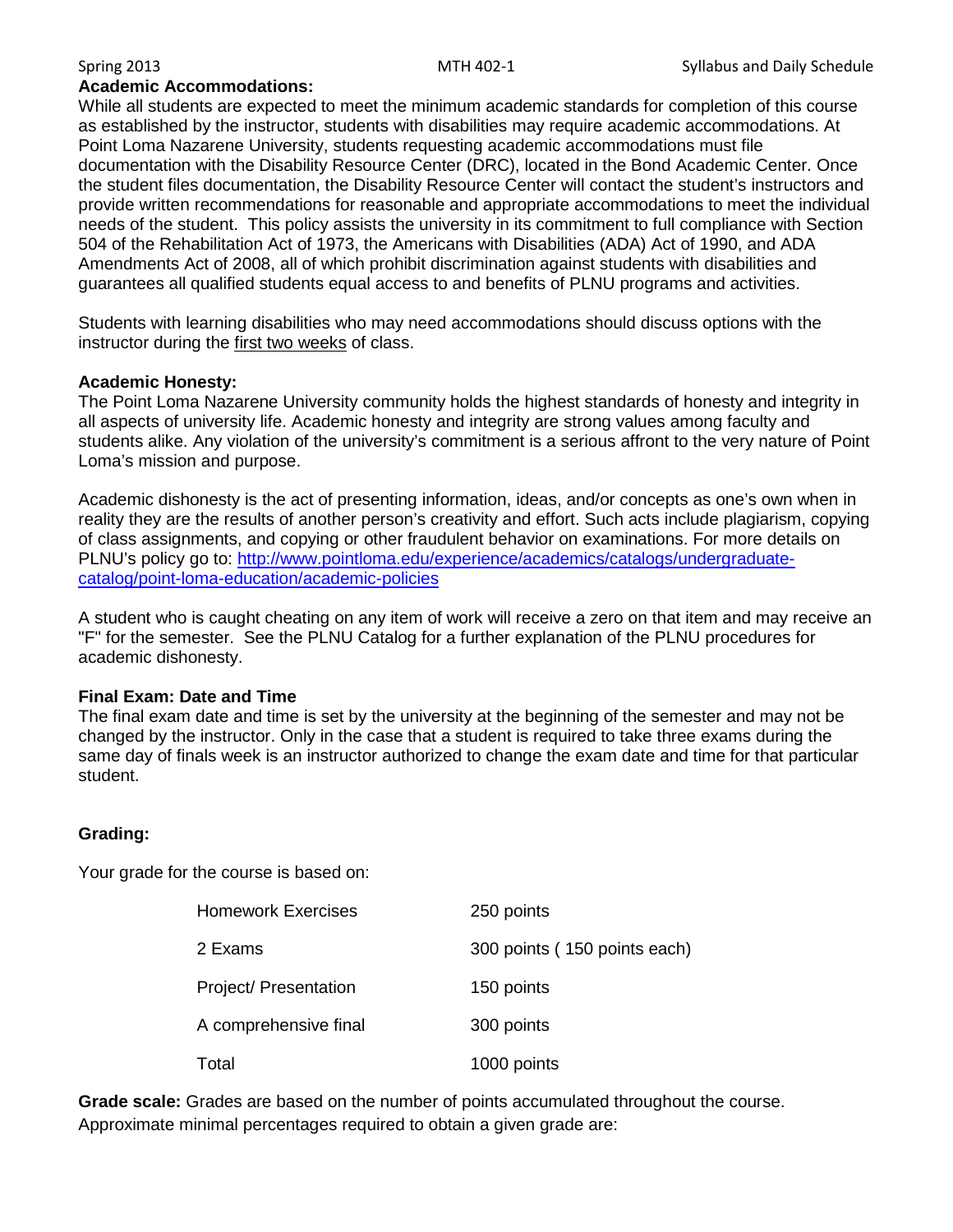**Academic Accommodations:**

While all students are expected to meet the minimum academic standards for completion of this course as established by the instructor, students with disabilities may require academic accommodations. At Point Loma Nazarene University, students requesting academic accommodations must file documentation with the Disability Resource Center (DRC), located in the Bond Academic Center. Once the student files documentation, the Disability Resource Center will contact the student's instructors and provide written recommendations for reasonable and appropriate accommodations to meet the individual needs of the student. This policy assists the university in its commitment to full compliance with Section 504 of the Rehabilitation Act of 1973, the Americans with Disabilities (ADA) Act of 1990, and ADA Amendments Act of 2008, all of which prohibit discrimination against students with disabilities and guarantees all qualified students equal access to and benefits of PLNU programs and activities.

Students with learning disabilities who may need accommodations should discuss options with the instructor during the first two weeks of class.

**Academic Honesty:**

The Point Loma Nazarene University community holds the highest standards of honesty and integrity in all aspects of university life. Academic honesty and integrity are strong values among faculty and students alike. Any violation of the university's commitment is a serious affront to the very nature of Point Loma's mission and purpose.

Academic dishonesty is the act of presenting information, ideas, and/or concepts as one's own when in reality they are the results of another person's creativity and effort. Such acts include plagiarism, copying of class assignments, and copying or other fraudulent behavior on examinations. For more details on PLNU's policy go to: [http://www.pointloma.edu/experience/academics/catalogs/undergraduate-catalog/point-loma-education/academic-policies](http://www.pointloma.edu/experience/academics/catalogs/undergraduate-catalog/point-loma-education/academic-policies)

A student who is caught cheating on any item of work will receive a zero on that item and may receive an "F" for the semester. See the PLNU Catalog for a further explanation of the PLNU procedures for academic dishonesty.

**Final Exam: Date and Time**

The final exam date and time is set by the university at the beginning of the semester and may not be changed by the instructor. Only in the case that a student is required to take three exams during the same day of finals week is an instructor authorized to change the exam date and time for that particular student.

**Grading:**

Your grade for the course is based on:

| | |
|---|---|
| Homework Exercises | 250 points |
| 2 Exams | 300 points ( 150 points each) |
| Project/ Presentation | 150 points |
| A comprehensive final | 300 points |
| Total | 1000 points |

**Grade scale:** Grades are based on the number of points accumulated throughout the course. Approximate minimal percentages required to obtain a given grade are: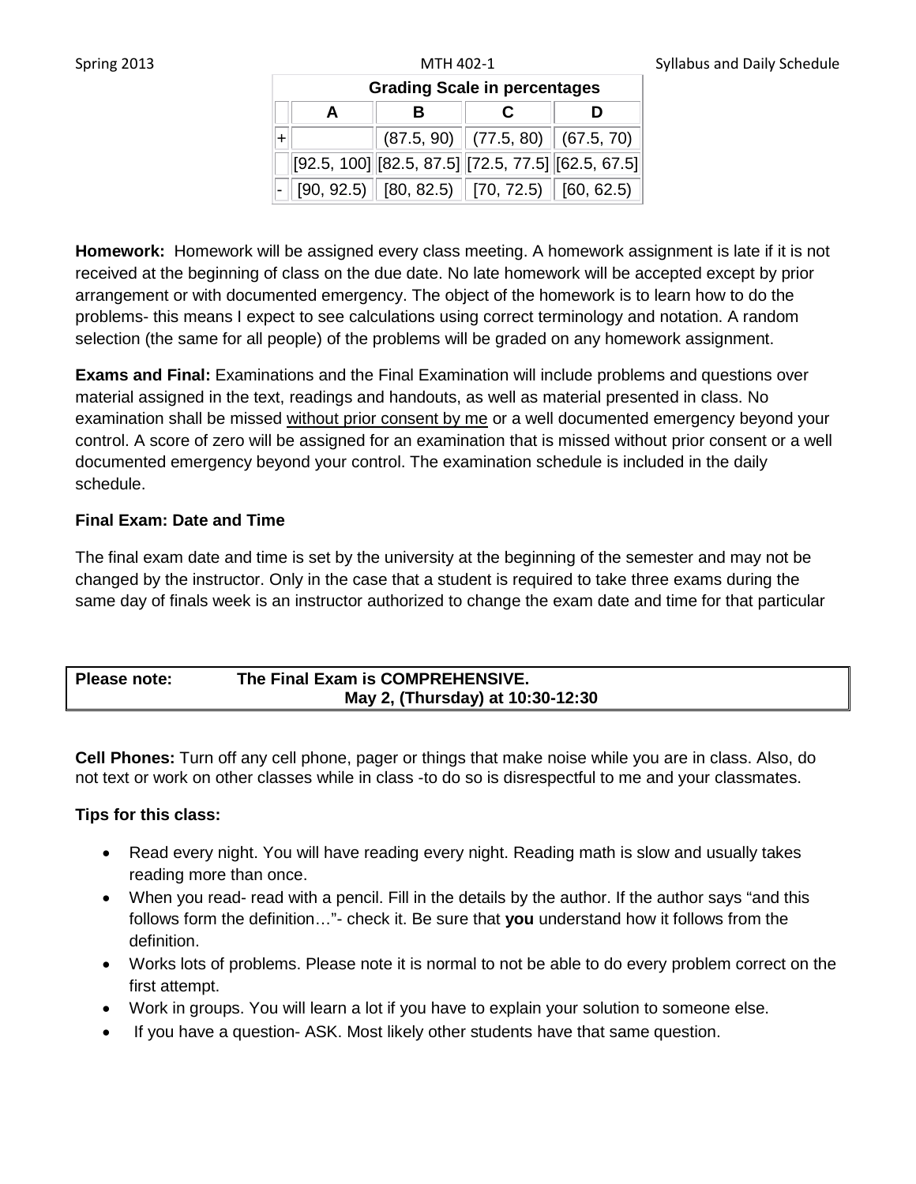| Grading Scale in percentages | | | | |
|---|---|---|---|---|
| | A | B | C | D |
| + | | (87.5, 90) | (77.5, 80) | (67.5, 70) |
| | [92.5, 100] | [82.5, 87.5] | [72.5, 77.5] | [62.5, 67.5] |
| - | [90, 92.5) | [80, 82.5) | [70, 72.5) | [60, 62.5) |

**Homework:** Homework will be assigned every class meeting. A homework assignment is late if it is not received at the beginning of class on the due date. No late homework will be accepted except by prior arrangement or with documented emergency. The object of the homework is to learn how to do the problems- this means I expect to see calculations using correct terminology and notation. A random selection (the same for all people) of the problems will be graded on any homework assignment.

**Exams and Final:** Examinations and the Final Examination will include problems and questions over material assigned in the text, readings and handouts, as well as material presented in class. No examination shall be missed <u>without prior consent by me</u> or a well documented emergency beyond your control. A score of zero will be assigned for an examination that is missed without prior consent or a well documented emergency beyond your control. The examination schedule is included in the daily schedule.

**Final Exam: Date and Time**

The final exam date and time is set by the university at the beginning of the semester and may not be changed by the instructor. Only in the case that a student is required to take three exams during the same day of finals week is an instructor authorized to change the exam date and time for that particular

**Please note: The Final Exam is COMPREHENSIVE.**
**May 2, (Thursday) at 10:30-12:30**

**Cell Phones:** Turn off any cell phone, pager or things that make noise while you are in class. Also, do not text or work on other classes while in class -to do so is disrespectful to me and your classmates.

**Tips for this class:**

- Read every night. You will have reading every night. Reading math is slow and usually takes reading more than once.
- When you read- read with a pencil. Fill in the details by the author. If the author says "and this follows form the definition…"- check it. Be sure that **you** understand how it follows from the definition.
- Works lots of problems. Please note it is normal to not be able to do every problem correct on the first attempt.
- Work in groups. You will learn a lot if you have to explain your solution to someone else.
- If you have a question- ASK. Most likely other students have that same question.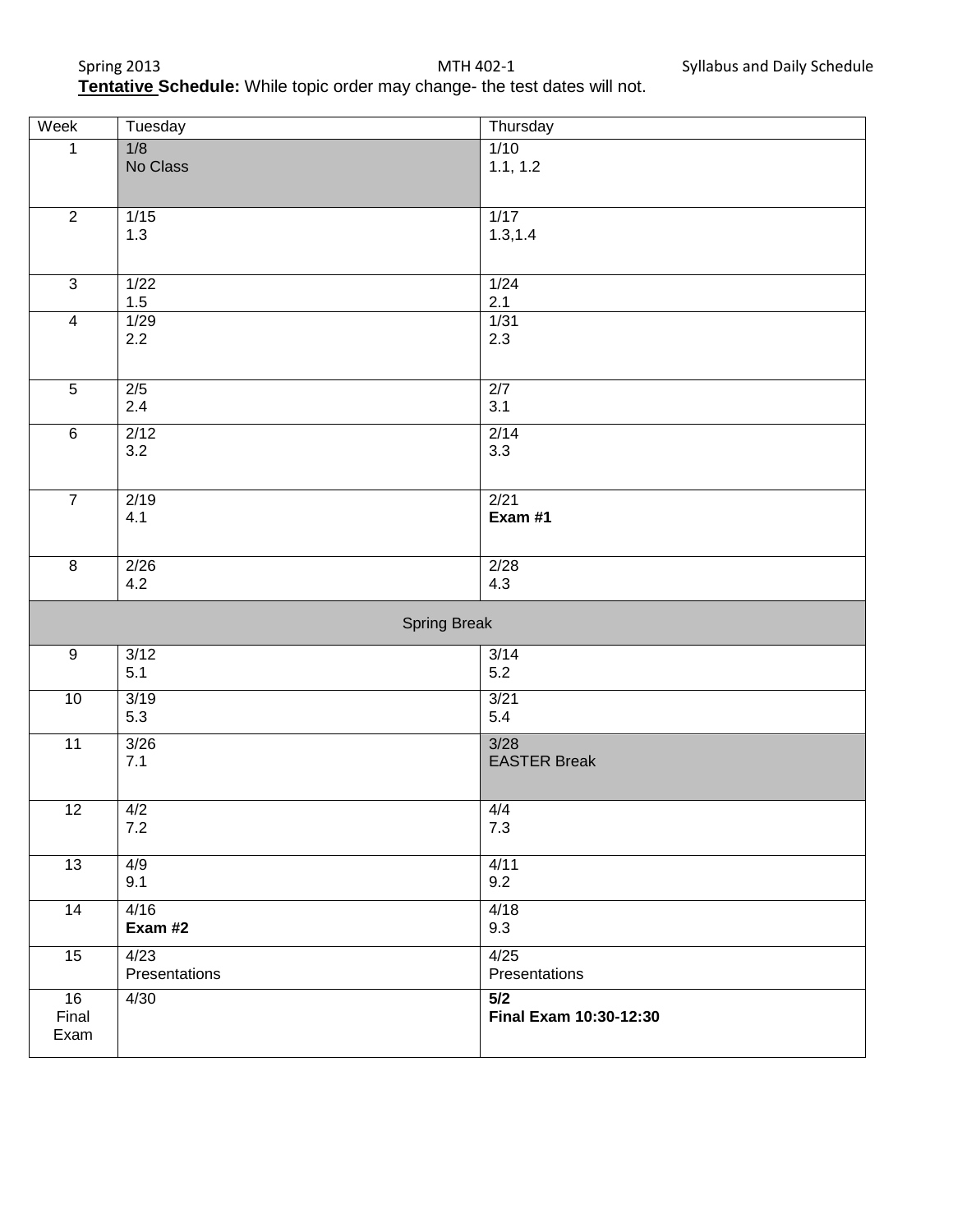**Tentative Schedule:** While topic order may change- the test dates will not.

| Week | Tuesday | Thursday |
|---|---|---|
| 1 | 1/8<br>No Class | 1/10<br>1.1, 1.2 |
| 2 | 1/15<br>1.3 | 1/17<br>1.3,1.4 |
| 3 | 1/22<br>1.5 | 1/24<br>2.1 |
| 4 | 1/29<br>2.2 | 1/31<br>2.3 |
| 5 | 2/5<br>2.4 | 2/7<br>3.1 |
| 6 | 2/12<br>3.2 | 2/14<br>3.3 |
| 7 | 2/19<br>4.1 | 2/21<br>**Exam #1** |
| 8 | 2/26<br>4.2 | 2/28<br>4.3 |
| Spring Break | | |
| 9 | 3/12<br>5.1 | 3/14<br>5.2 |
| 10 | 3/19<br>5.3 | 3/21<br>5.4 |
| 11 | 3/26<br>7.1 | 3/28<br>EASTER Break |
| 12 | 4/2<br>7.2 | 4/4<br>7.3 |
| 13 | 4/9<br>9.1 | 4/11<br>9.2 |
| 14 | 4/16<br>**Exam #2** | 4/18<br>9.3 |
| 15 | 4/23<br>Presentations | 4/25<br>Presentations |
| 16<br>Final<br>Exam | 4/30 | **5/2**<br>**Final Exam 10:30-12:30** |